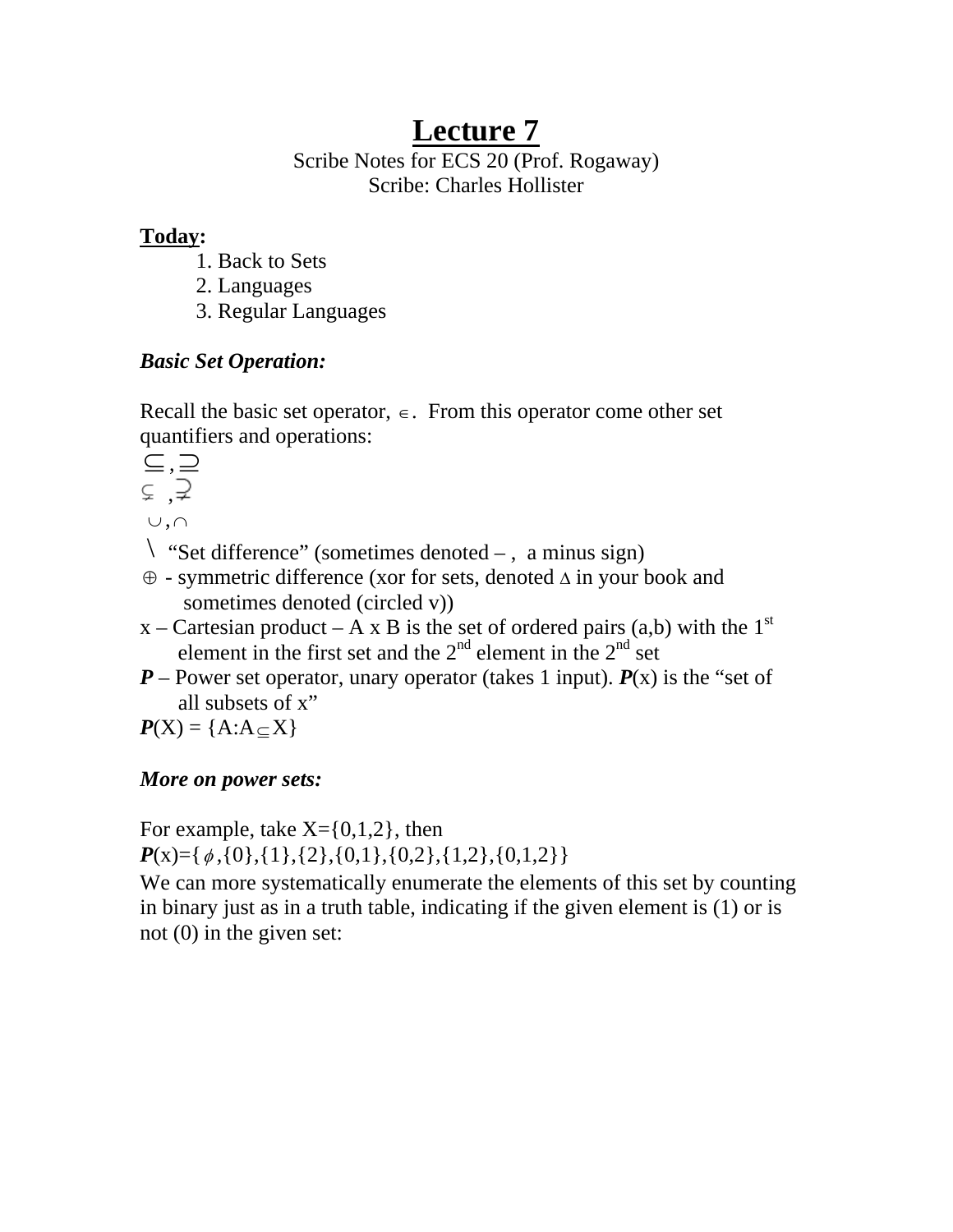# Lecture 7

Scribe Notes for ECS 20 (Prof. Rogaway)
Scribe: Charles Hollister

**Today:**

1. Back to Sets
2. Languages
3. Regular Languages

***Basic Set Operation:***

Recall the basic set operator, $\in$. From this operator come other set quantifiers and operations:

$\subseteq, \supseteq$

$\subsetneq, \supsetneq$

$\cup, \cap$

$\setminus$ "Set difference" (sometimes denoted – , a minus sign)

$\oplus$ - symmetric difference (xor for sets, denoted $\Delta$ in your book and sometimes denoted (circled v))

x – Cartesian product – A x B is the set of ordered pairs (a,b) with the 1st element in the first set and the 2nd element in the 2nd set

***P*** – Power set operator, unary operator (takes 1 input). ***P***(x) is the "set of all subsets of x"

***P***(X) = {A:A$\subseteq$X}

***More on power sets:***

For example, take X={0,1,2}, then

***P***(x)={$\phi$,{0},{1},{2},{0,1},{0,2},{1,2},{0,1,2}}

We can more systematically enumerate the elements of this set by counting in binary just as in a truth table, indicating if the given element is (1) or is not (0) in the given set: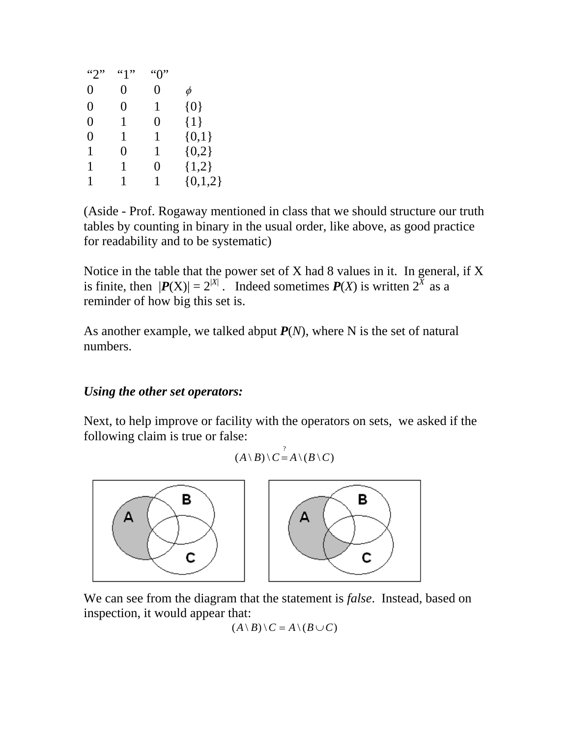| "2" | "1" | "0" | |
|---|---|---|---|
| 0 | 0 | 0 | $\phi$ |
| 0 | 0 | 1 | {0} |
| 0 | 1 | 0 | {1} |
| 0 | 1 | 1 | {0,1} |
| 1 | 0 | 1 | {0,2} |
| 1 | 1 | 0 | {1,2} |
| 1 | 1 | 1 | {0,1,2} |

(Aside - Prof. Rogaway mentioned in class that we should structure our truth tables by counting in binary in the usual order, like above, as good practice for readability and to be systematic)

Notice in the table that the power set of X had 8 values in it. In general, if X is finite, then $|\boldsymbol{P}(X)| = 2^{|X|}$. Indeed sometimes $\boldsymbol{P}(X)$ is written $2^X$ as a reminder of how big this set is.

As another example, we talked abput $\boldsymbol{P}(N)$, where N is the set of natural numbers.

***Using the other set operators:***

Next, to help improve or facility with the operators on sets, we asked if the following claim is true or false:

$$(A \setminus B) \setminus C \stackrel{?}{=} A \setminus (B \setminus C)$$

We can see from the diagram that the statement is *false*. Instead, based on inspection, it would appear that:

$$(A \setminus B) \setminus C = A \setminus (B \cup C)$$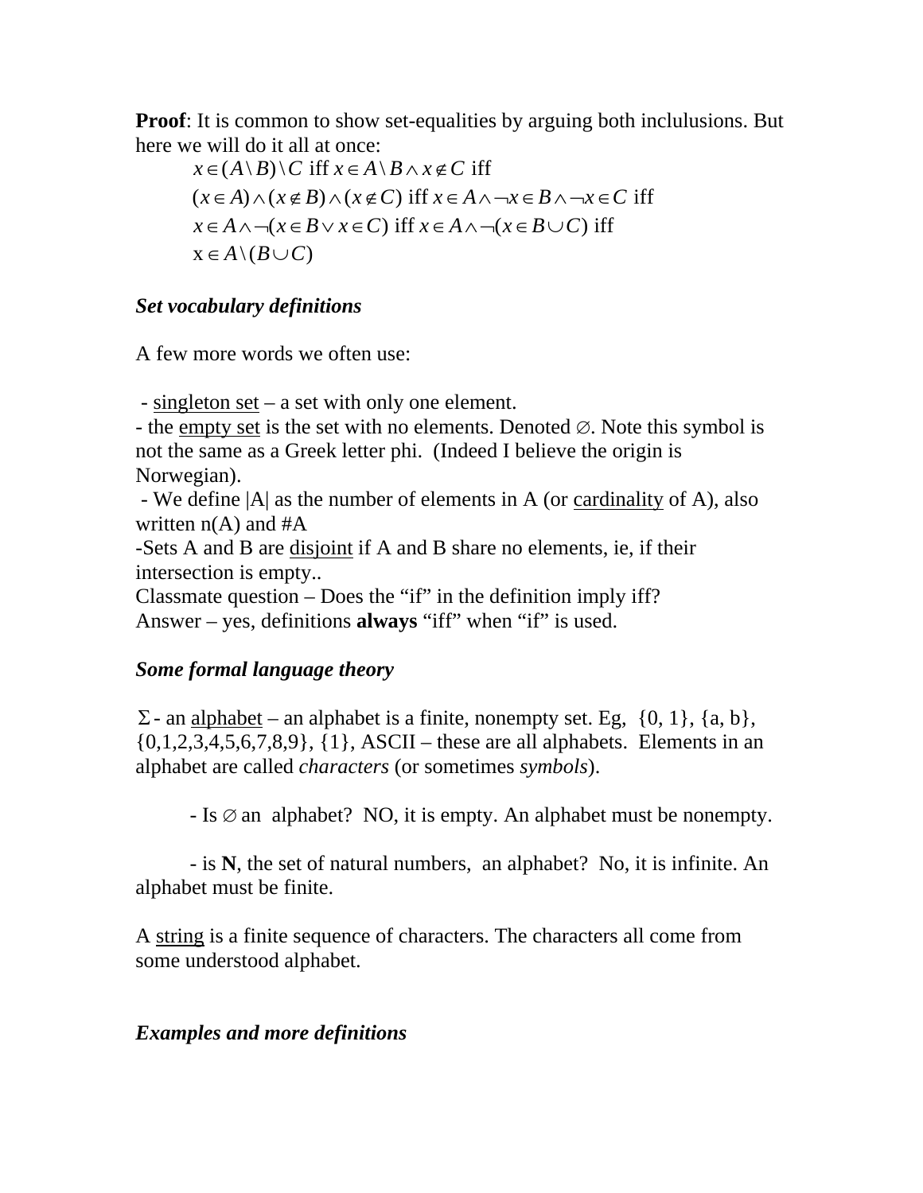**Proof**: It is common to show set-equalities by arguing both inclulusions. But here we will do it all at once:

$$x \in (A \setminus B) \setminus C \text{ iff } x \in A \setminus B \wedge x \notin C \text{ iff}$$
$$(x \in A) \wedge (x \notin B) \wedge (x \notin C) \text{ iff } x \in A \wedge \neg x \in B \wedge \neg x \in C \text{ iff}$$
$$x \in A \wedge \neg(x \in B \vee x \in C) \text{ iff } x \in A \wedge \neg(x \in B \cup C) \text{ iff}$$
$$x \in A \setminus (B \cup C)$$

### *Set vocabulary definitions*

A few more words we often use:

- singleton set – a set with only one element.
- the empty set is the set with no elements. Denoted $\varnothing$. Note this symbol is not the same as a Greek letter phi. (Indeed I believe the origin is Norwegian).
- We define |A| as the number of elements in A (or cardinality of A), also written n(A) and #A
- Sets A and B are disjoint if A and B share no elements, ie, if their intersection is empty..

Classmate question – Does the "if" in the definition imply iff?
Answer – yes, definitions **always** "iff" when "if" is used.

### *Some formal language theory*

$\Sigma$ - an alphabet – an alphabet is a finite, nonempty set. Eg, {0, 1}, {a, b}, {0,1,2,3,4,5,6,7,8,9}, {1}, ASCII – these are all alphabets. Elements in an alphabet are called *characters* (or sometimes *symbols*).

- Is $\varnothing$ an alphabet? NO, it is empty. An alphabet must be nonempty.

- is **N**, the set of natural numbers, an alphabet? No, it is infinite. An alphabet must be finite.

A string is a finite sequence of characters. The characters all come from some understood alphabet.

### *Examples and more definitions*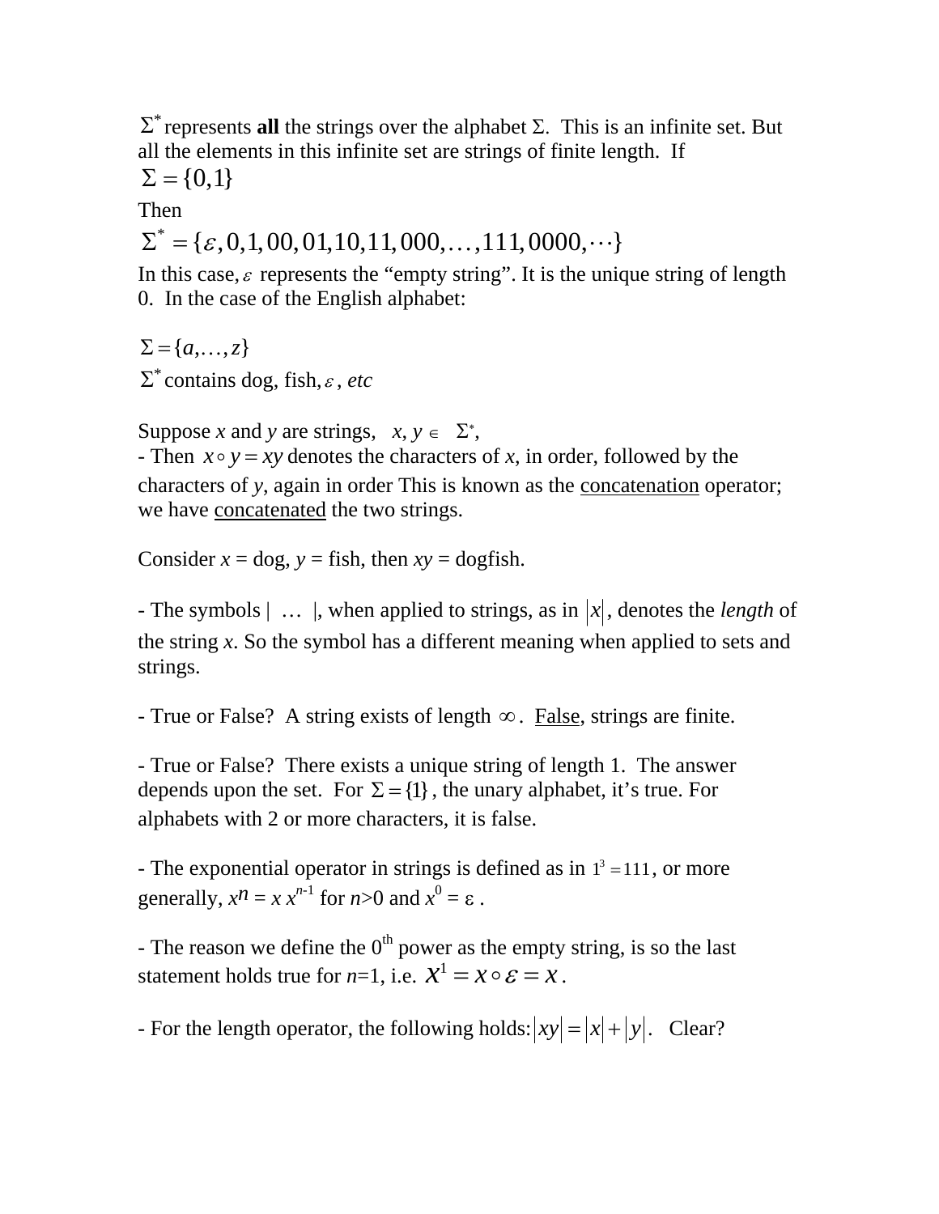$\Sigma^*$ represents **all** the strings over the alphabet $\Sigma$. This is an infinite set. But all the elements in this infinite set are strings of finite length. If

$$\Sigma = \{0,1\}$$

Then

$$\Sigma^* = \{\varepsilon, 0, 1, 00, 01, 10, 11, 000, \ldots, 111, 0000, \cdots\}$$

In this case, $\varepsilon$ represents the "empty string". It is the unique string of length 0. In the case of the English alphabet:

$$\Sigma = \{a, \ldots, z\}$$

$\Sigma^*$ contains dog, fish, $\varepsilon$, *etc*

Suppose *x* and *y* are strings, $x, y \in \Sigma^*$,
- Then $x \circ y = xy$ denotes the characters of *x*, in order, followed by the characters of *y*, again in order This is known as the <u>concatenation</u> operator; we have <u>concatenated</u> the two strings.

Consider *x* = dog, *y* = fish, then *xy* = dogfish.

- The symbols | … |, when applied to strings, as in $|x|$, denotes the *length* of the string *x*. So the symbol has a different meaning when applied to sets and strings.

- True or False? A string exists of length $\infty$. <u>False</u>, strings are finite.

- True or False? There exists a unique string of length 1. The answer depends upon the set. For $\Sigma = \{1\}$, the unary alphabet, it's true. For alphabets with 2 or more characters, it is false.

- The exponential operator in strings is defined as in $1^3 = 111$, or more generally, $x^n = x\, x^{n-1}$ for $n>0$ and $x^0 = \varepsilon$ .

- The reason we define the 0th power as the empty string, is so the last statement holds true for $n$=1, i.e. $x^1 = x \circ \varepsilon = x$ .

- For the length operator, the following holds: $|xy| = |x| + |y|$. Clear?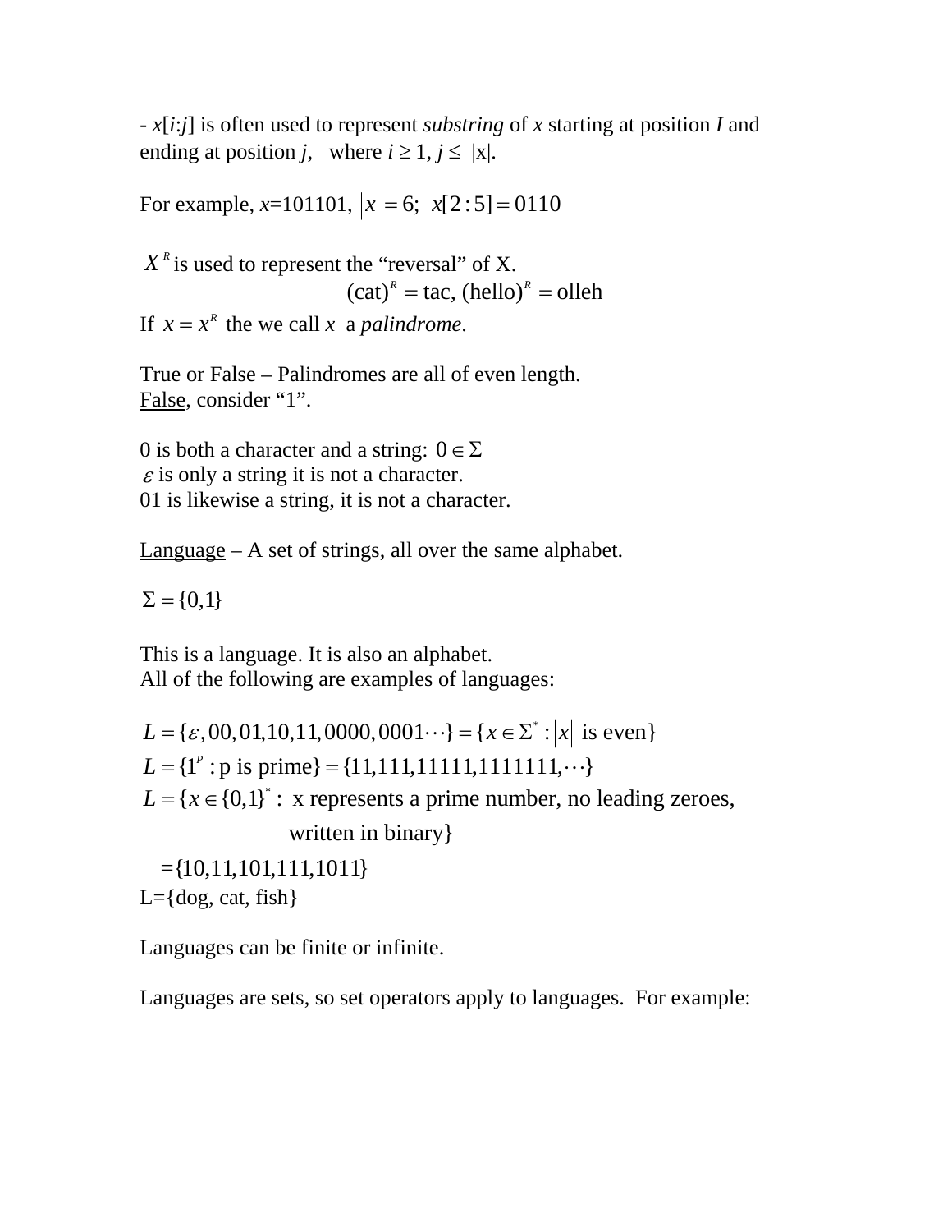- $x[i{:}j]$ is often used to represent *substring* of $x$ starting at position $I$ and ending at position $j$, where $i \geq 1$, $j \leq |x|$.

For example, $x$=101101, $|x| = 6$; $x[2:5] = 0110$

$X^R$ is used to represent the "reversal" of X.

$$(\text{cat})^R = \text{tac},\ (\text{hello})^R = \text{olleh}$$

If $x = x^R$ the we call $x$ a *palindrome*.

True or False – Palindromes are all of even length.
<u>False</u>, consider "1".

0 is both a character and a string: $0 \in \Sigma$
$\varepsilon$ is only a string it is not a character.
01 is likewise a string, it is not a character.

<u>Language</u> – A set of strings, all over the same alphabet.

$\Sigma = \{0,1\}$

This is a language. It is also an alphabet.
All of the following are examples of languages:

$L = \{\varepsilon, 00, 01, 10, 11, 0000, 0001 \cdots\} = \{x \in \Sigma^* : |x| \text{ is even}\}$

$L = \{1^P : \text{p is prime}\} = \{11, 111, 11111, 1111111, \cdots\}$

$L = \{x \in \{0,1\}^* :$ x represents a prime number, no leading zeroes, written in binary$\}$

$= \{10, 11, 101, 111, 1011\}$

L={dog, cat, fish}

Languages can be finite or infinite.

Languages are sets, so set operators apply to languages. For example: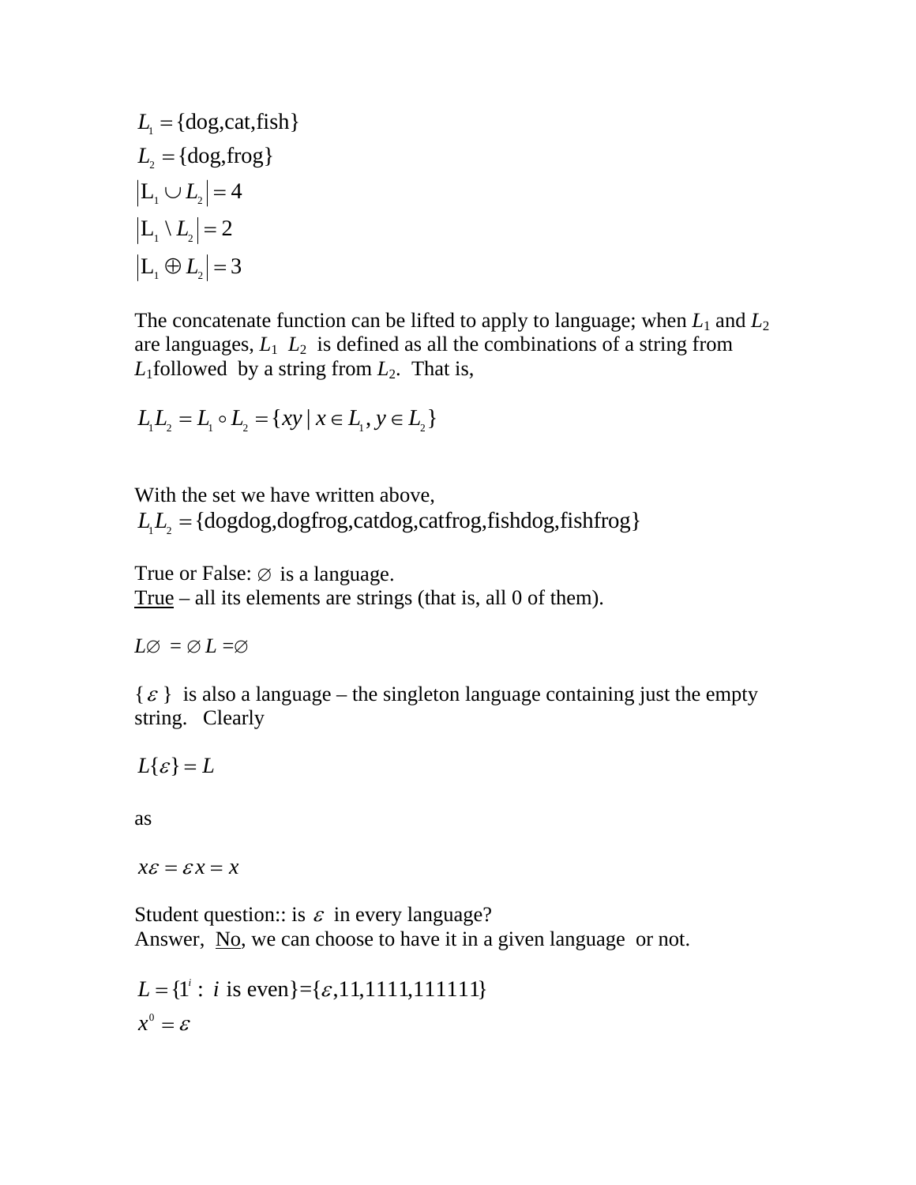$$L_1 = \{\text{dog,cat,fish}\}$$
$$L_2 = \{\text{dog,frog}\}$$
$$|\mathrm{L}_1 \cup L_2| = 4$$
$$|\mathrm{L}_1 \setminus L_2| = 2$$
$$|\mathrm{L}_1 \oplus L_2| = 3$$

The concatenate function can be lifted to apply to language; when $L_1$ and $L_2$ are languages, $L_1$ $L_2$ is defined as all the combinations of a string from $L_1$followed by a string from $L_2$. That is,

$$L_1L_2 = L_1 \circ L_2 = \{xy \mid x \in L_1, y \in L_2\}$$

With the set we have written above,

$$L_1L_2 = \{\text{dogdog,dogfrog,catdog,catfrog,fishdog,fishfrog}\}$$

True or False: $\varnothing$ is a language.
<u>True</u> – all its elements are strings (that is, all 0 of them).

$L\varnothing = \varnothing L = \varnothing$

$\{\varepsilon\}$ is also a language – the singleton language containing just the empty string. Clearly

$$L\{\varepsilon\} = L$$

as

$$x\varepsilon = \varepsilon x = x$$

Student question:: is $\varepsilon$ in every language?
Answer, <u>No</u>, we can choose to have it in a given language or not.

$$L = \{1^i : i \text{ is even}\} = \{\varepsilon, 11, 1111, 111111\}$$
$$x^0 = \varepsilon$$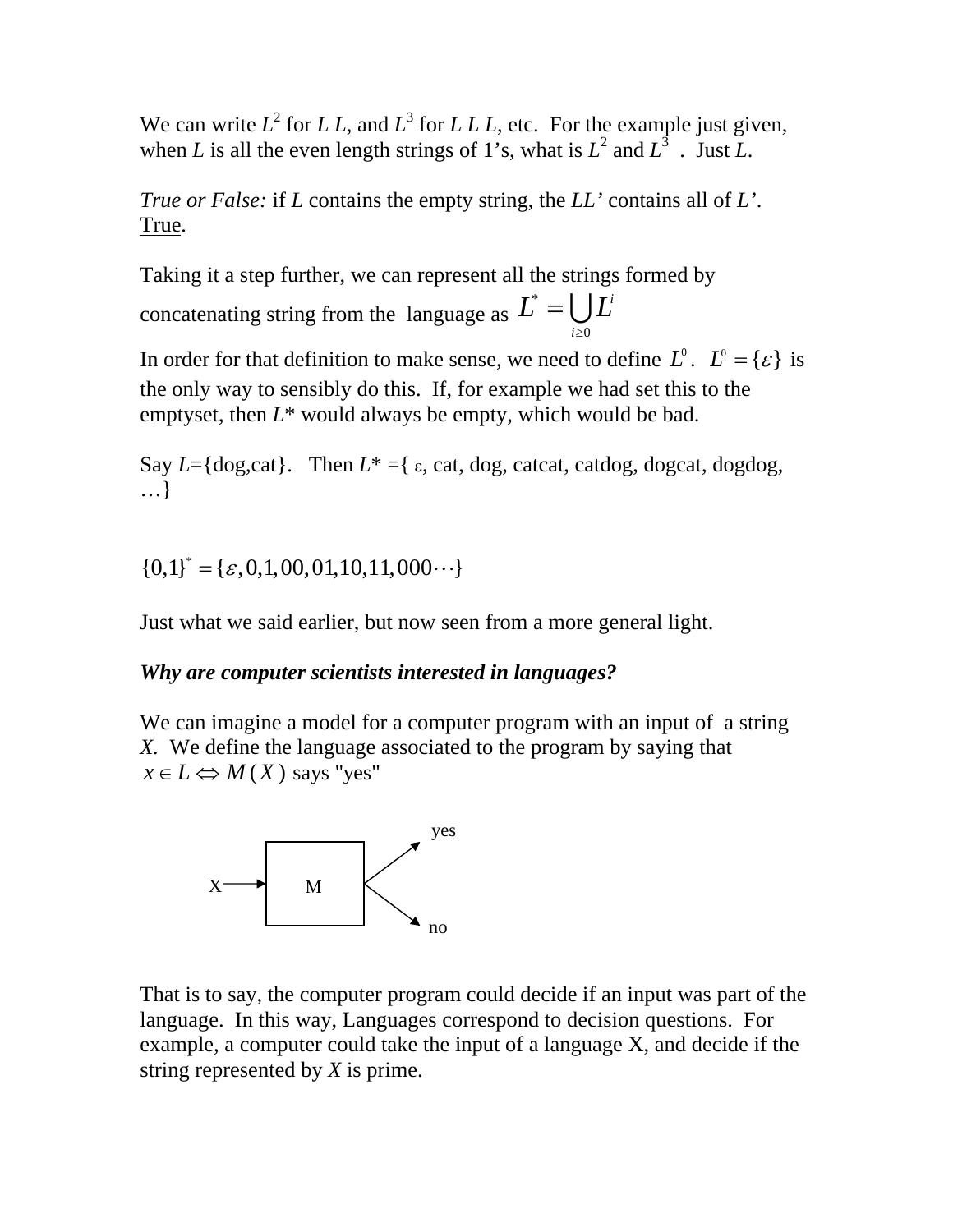We can write $L^2$ for $L\ L$, and $L^3$ for $L\ L\ L$, etc. For the example just given, when $L$ is all the even length strings of 1's, what is $L^2$ and $L^3$ . Just $L$.

*True or False:* if $L$ contains the empty string, the $LL'$ contains all of $L'$. True.

Taking it a step further, we can represent all the strings formed by concatenating string from the language as $L^* = \bigcup_{i \geq 0} L^i$

In order for that definition to make sense, we need to define $L^0$. $L^0 = \{\varepsilon\}$ is the only way to sensibly do this. If, for example we had set this to the emptyset, then $L$* would always be empty, which would be bad.

Say $L$={dog,cat}. Then $L$* ={ ε, cat, dog, catcat, catdog, dogcat, dogdog, …}

$$\{0,1\}^* = \{\varepsilon, 0, 1, 00, 01, 10, 11, 000 \cdots\}$$

Just what we said earlier, but now seen from a more general light.

***Why are computer scientists interested in languages?***

We can imagine a model for a computer program with an input of a string $X$. We define the language associated to the program by saying that $x \in L \Leftrightarrow M(X)$ says "yes"

```
                        yes
                       ↗
X ──→ [  M  ] <
                       ↘
                        no
```

That is to say, the computer program could decide if an input was part of the language. In this way, Languages correspond to decision questions. For example, a computer could take the input of a language X, and decide if the string represented by $X$ is prime.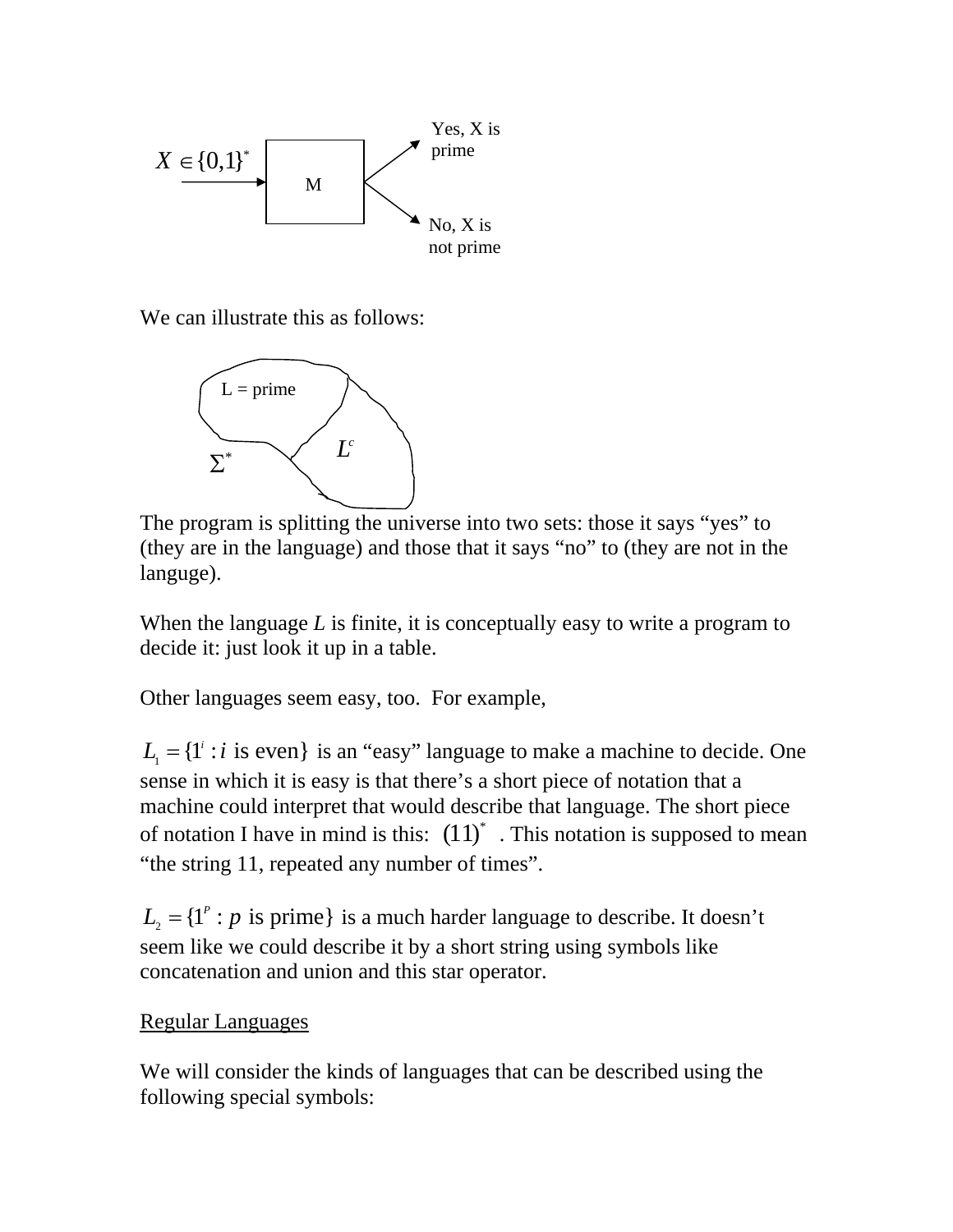$X \in \{0,1\}^*$ → M → Yes, X is prime / No, X is not prime

We can illustrate this as follows:

L = prime

$L^c$

$\Sigma^*$

The program is splitting the universe into two sets: those it says "yes" to (they are in the language) and those that it says "no" to (they are not in the languge).

When the language *L* is finite, it is conceptually easy to write a program to decide it: just look it up in a table.

Other languages seem easy, too. For example,

$L_1 = \{1^i : i \text{ is even}\}$ is an "easy" language to make a machine to decide. One sense in which it is easy is that there's a short piece of notation that a machine could interpret that would describe that language. The short piece of notation I have in mind is this: $(11)^*$ . This notation is supposed to mean "the string 11, repeated any number of times".

$L_2 = \{1^p : p \text{ is prime}\}$ is a much harder language to describe. It doesn't seem like we could describe it by a short string using symbols like concatenation and union and this star operator.

Regular Languages

We will consider the kinds of languages that can be described using the following special symbols: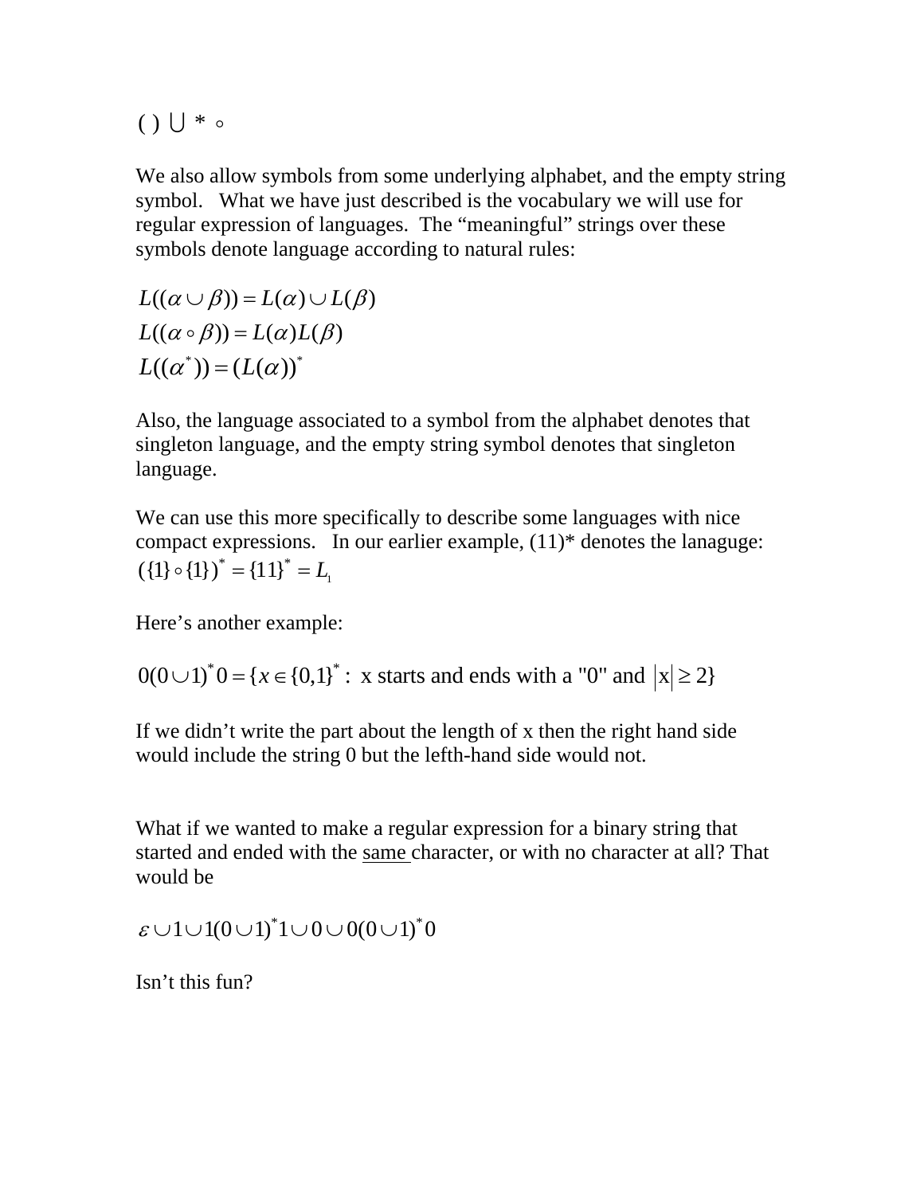$( \ ) \ \cup \ * \ \circ$

We also allow symbols from some underlying alphabet, and the empty string symbol. What we have just described is the vocabulary we will use for regular expression of languages. The "meaningful" strings over these symbols denote language according to natural rules:

$$L((\alpha \cup \beta)) = L(\alpha) \cup L(\beta)$$
$$L((\alpha \circ \beta)) = L(\alpha)L(\beta)$$
$$L((\alpha^*)) = (L(\alpha))^*$$

Also, the language associated to a symbol from the alphabet denotes that singleton language, and the empty string symbol denotes that singleton language.

We can use this more specifically to describe some languages with nice compact expressions. In our earlier example, (11)* denotes the lanaguge: $(\{1\} \circ \{1\})^* = \{11\}^* = L_1$

Here's another example:

$$0(0 \cup 1)^* 0 = \{x \in \{0,1\}^* : \text{ x starts and ends with a "0" and } |\mathrm{x}| \geq 2\}$$

If we didn't write the part about the length of x then the right hand side would include the string 0 but the lefth-hand side would not.

What if we wanted to make a regular expression for a binary string that started and ended with the <u>same</u> character, or with no character at all? That would be

$$\varepsilon \cup 1 \cup 1(0 \cup 1)^* 1 \cup 0 \cup 0(0 \cup 1)^* 0$$

Isn't this fun?